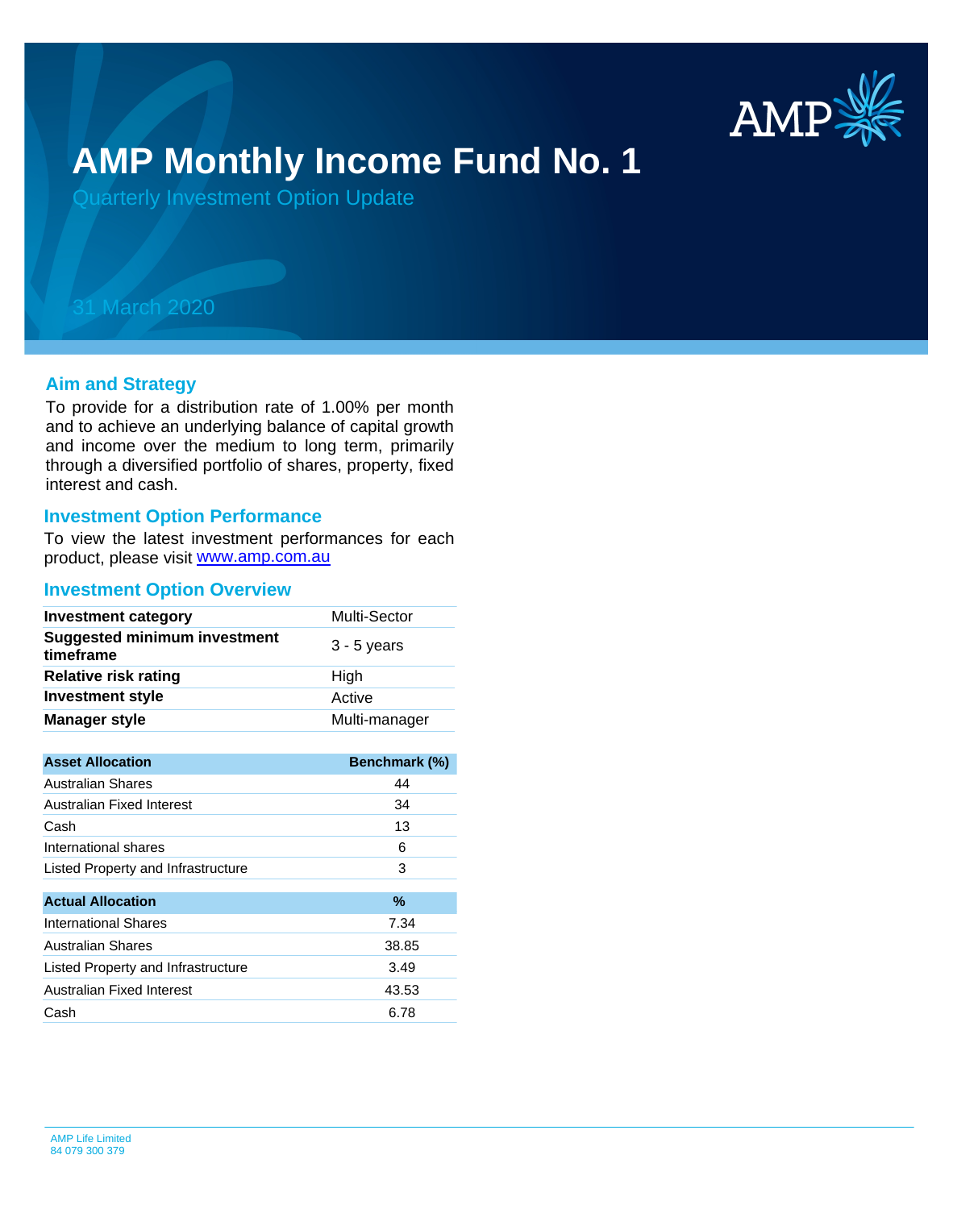# AMP Monthly Income Fund No. 1

Quarterly Investment Option Update

31 March 2020

## Aim and Strategy

To provide for a distribution rate of 1.00% per month and to achieve an underlying balance of capital growth and income over the medium to long term, primarily through a diversified portfolio of shares, property, fixed interest and cash.

## Investment Option Performance

To view the latest investment performances for each product, please visit www.amp.com.au

## Investment Option Overview

| | |
|---|---|
| **Investment category** | Multi-Sector |
| **Suggested minimum investment timeframe** | 3 - 5 years |
| **Relative risk rating** | High |
| **Investment style** | Active |
| **Manager style** | Multi-manager |

| Asset Allocation | Benchmark (%) |
|---|---|
| Australian Shares | 44 |
| Australian Fixed Interest | 34 |
| Cash | 13 |
| International shares | 6 |
| Listed Property and Infrastructure | 3 |

| Actual Allocation | % |
|---|---|
| International Shares | 7.34 |
| Australian Shares | 38.85 |
| Listed Property and Infrastructure | 3.49 |
| Australian Fixed Interest | 43.53 |
| Cash | 6.78 |

AMP Life Limited
84 079 300 379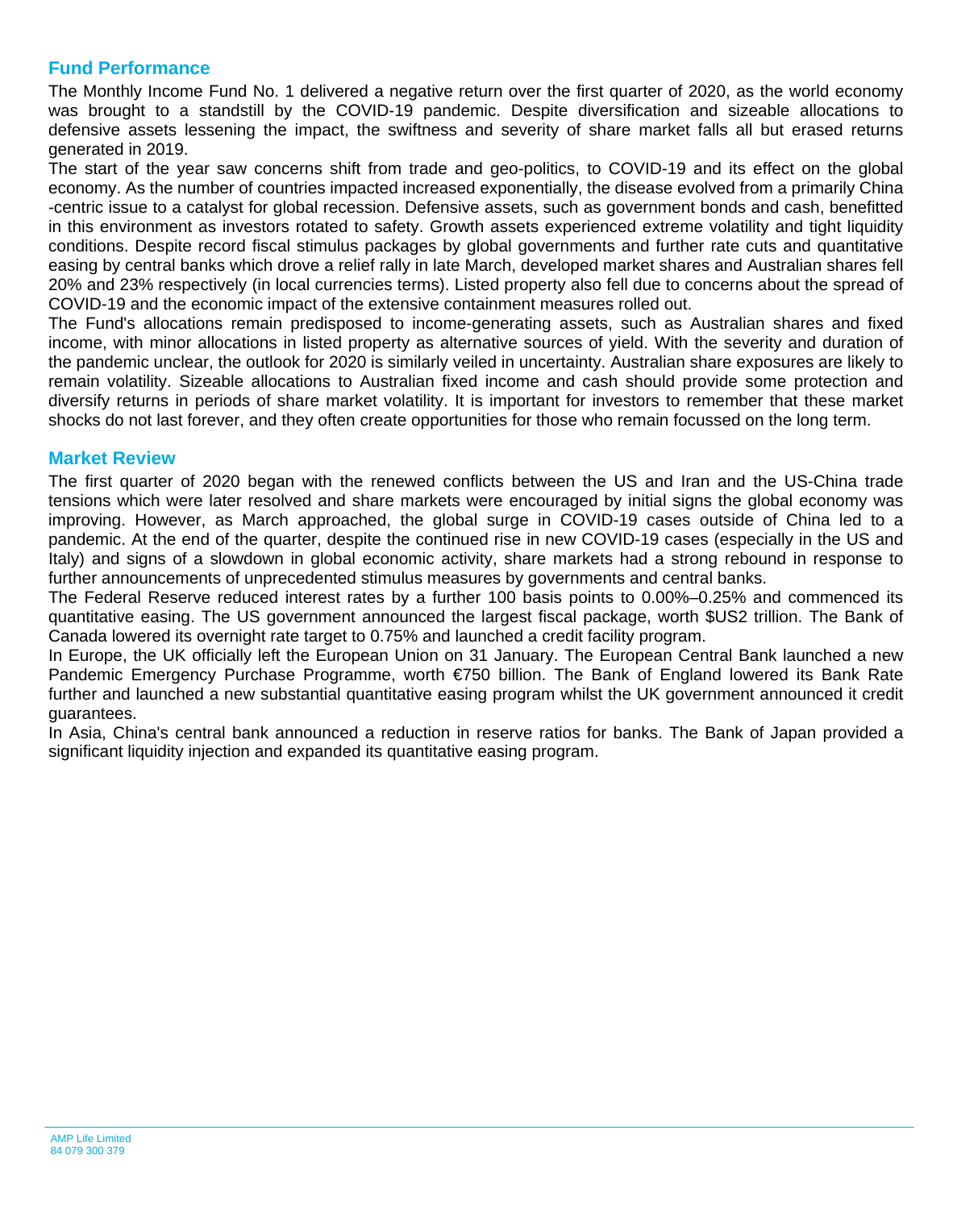## Fund Performance

The Monthly Income Fund No. 1 delivered a negative return over the first quarter of 2020, as the world economy was brought to a standstill by the COVID-19 pandemic. Despite diversification and sizeable allocations to defensive assets lessening the impact, the swiftness and severity of share market falls all but erased returns generated in 2019.

The start of the year saw concerns shift from trade and geo-politics, to COVID-19 and its effect on the global economy. As the number of countries impacted increased exponentially, the disease evolved from a primarily China -centric issue to a catalyst for global recession. Defensive assets, such as government bonds and cash, benefitted in this environment as investors rotated to safety. Growth assets experienced extreme volatility and tight liquidity conditions. Despite record fiscal stimulus packages by global governments and further rate cuts and quantitative easing by central banks which drove a relief rally in late March, developed market shares and Australian shares fell 20% and 23% respectively (in local currencies terms). Listed property also fell due to concerns about the spread of COVID-19 and the economic impact of the extensive containment measures rolled out.

The Fund's allocations remain predisposed to income-generating assets, such as Australian shares and fixed income, with minor allocations in listed property as alternative sources of yield. With the severity and duration of the pandemic unclear, the outlook for 2020 is similarly veiled in uncertainty. Australian share exposures are likely to remain volatility. Sizeable allocations to Australian fixed income and cash should provide some protection and diversify returns in periods of share market volatility. It is important for investors to remember that these market shocks do not last forever, and they often create opportunities for those who remain focussed on the long term.

## Market Review

The first quarter of 2020 began with the renewed conflicts between the US and Iran and the US-China trade tensions which were later resolved and share markets were encouraged by initial signs the global economy was improving. However, as March approached, the global surge in COVID-19 cases outside of China led to a pandemic. At the end of the quarter, despite the continued rise in new COVID-19 cases (especially in the US and Italy) and signs of a slowdown in global economic activity, share markets had a strong rebound in response to further announcements of unprecedented stimulus measures by governments and central banks.

The Federal Reserve reduced interest rates by a further 100 basis points to 0.00%–0.25% and commenced its quantitative easing. The US government announced the largest fiscal package, worth $US2 trillion. The Bank of Canada lowered its overnight rate target to 0.75% and launched a credit facility program.

In Europe, the UK officially left the European Union on 31 January. The European Central Bank launched a new Pandemic Emergency Purchase Programme, worth €750 billion. The Bank of England lowered its Bank Rate further and launched a new substantial quantitative easing program whilst the UK government announced it credit guarantees.

In Asia, China's central bank announced a reduction in reserve ratios for banks. The Bank of Japan provided a significant liquidity injection and expanded its quantitative easing program.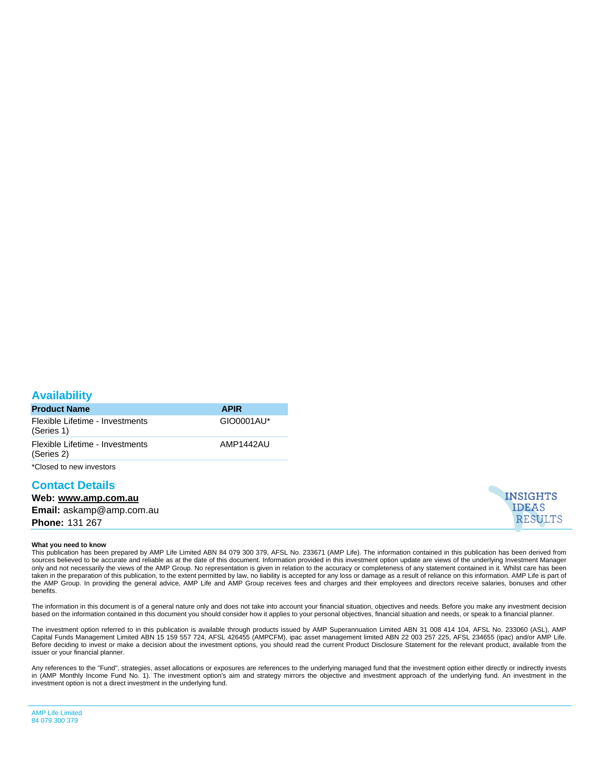## Availability

| Product Name | APIR |
|---|---|
| Flexible Lifetime - Investments (Series 1) | GIO0001AU* |
| Flexible Lifetime - Investments (Series 2) | AMP1442AU |

*Closed to new investors

## Contact Details

**Web:** **www.amp.com.au**
**Email:** askamp@amp.com.au
**Phone:** 131 267

INSIGHTS
IDEAS
RESULTS

**What you need to know**

This publication has been prepared by AMP Life Limited ABN 84 079 300 379, AFSL No. 233671 (AMP Life). The information contained in this publication has been derived from sources believed to be accurate and reliable as at the date of this document. Information provided in this investment option update are views of the underlying Investment Manager only and not necessarily the views of the AMP Group. No representation is given in relation to the accuracy or completeness of any statement contained in it. Whilst care has been taken in the preparation of this publication, to the extent permitted by law, no liability is accepted for any loss or damage as a result of reliance on this information. AMP Life is part of the AMP Group. In providing the general advice, AMP Life and AMP Group receives fees and charges and their employees and directors receive salaries, bonuses and other benefits.

The information in this document is of a general nature only and does not take into account your financial situation, objectives and needs. Before you make any investment decision based on the information contained in this document you should consider how it applies to your personal objectives, financial situation and needs, or speak to a financial planner.

The investment option referred to in this publication is available through products issued by AMP Superannuation Limited ABN 31 008 414 104, AFSL No. 233060 (ASL), AMP Capital Funds Management Limited ABN 15 159 557 724, AFSL 426455 (AMPCFM), ipac asset management limited ABN 22 003 257 225, AFSL 234655 (ipac) and/or AMP Life. Before deciding to invest or make a decision about the investment options, you should read the current Product Disclosure Statement for the relevant product, available from the issuer or your financial planner.

Any references to the "Fund", strategies, asset allocations or exposures are references to the underlying managed fund that the investment option either directly or indirectly invests in (AMP Monthly Income Fund No. 1). The investment option's aim and strategy mirrors the objective and investment approach of the underlying fund. An investment in the investment option is not a direct investment in the underlying fund.